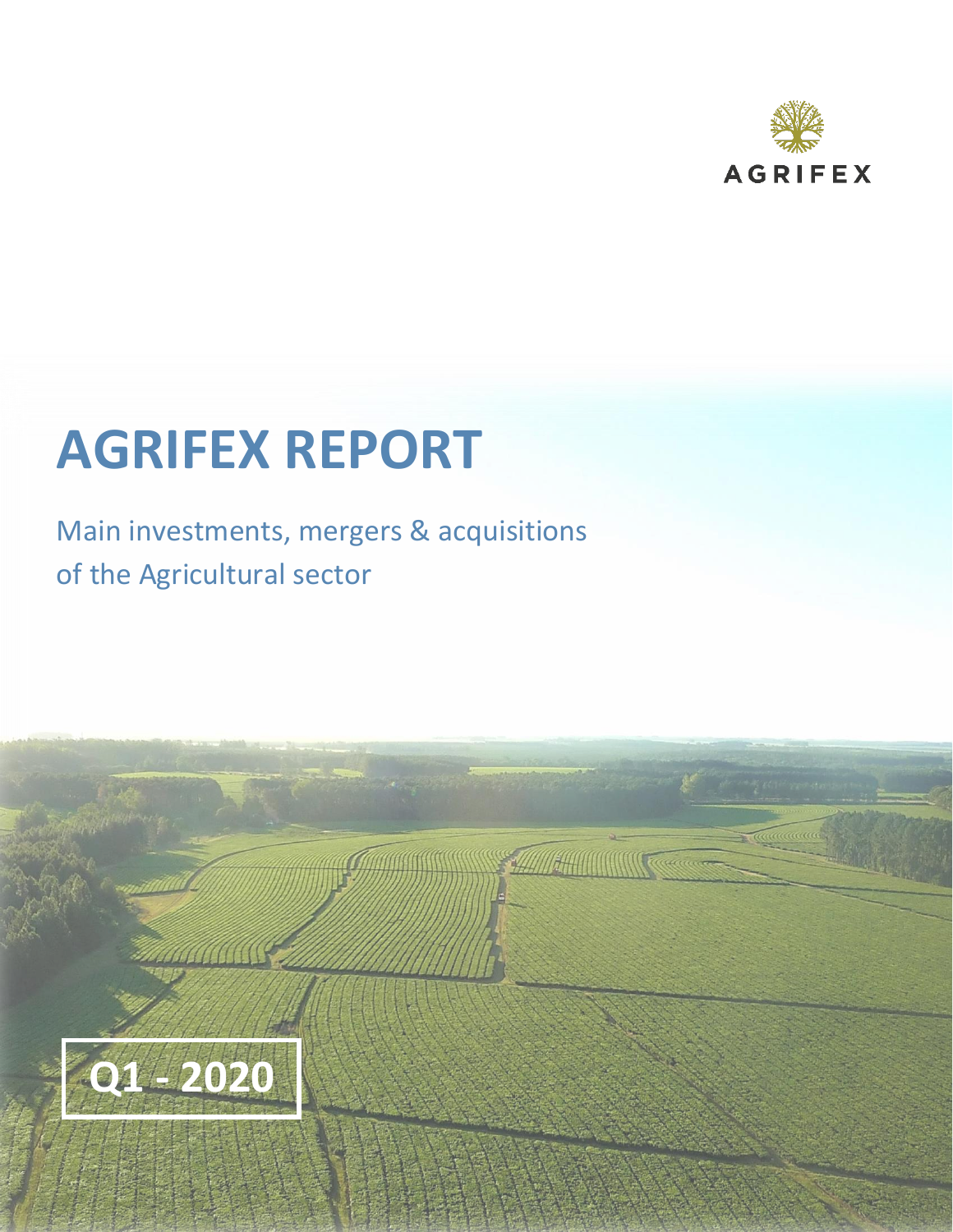AGRIFEX

# AGRIFEX REPORT

Main investments, mergers & acquisitions of the Agricultural sector

**Q1 - 2020**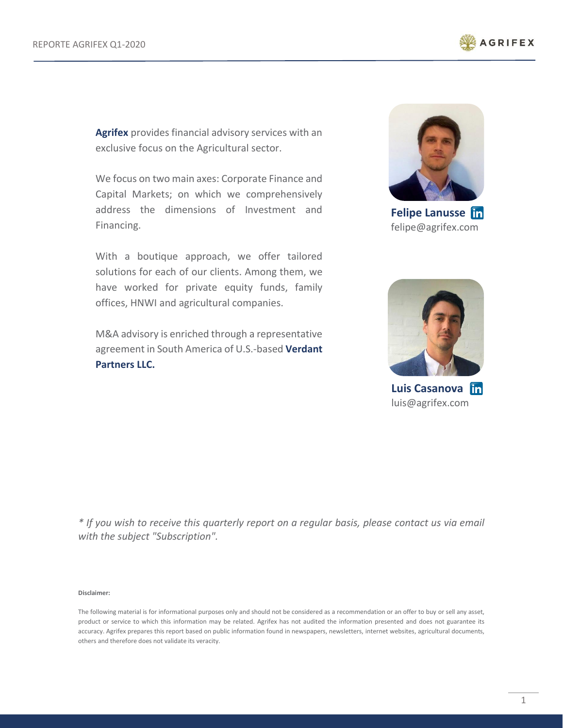**Agrifex** provides financial advisory services with an exclusive focus on the Agricultural sector.

We focus on two main axes: Corporate Finance and Capital Markets; on which we comprehensively address the dimensions of Investment and Financing.

With a boutique approach, we offer tailored solutions for each of our clients. Among them, we have worked for private equity funds, family offices, HNWI and agricultural companies.

M&A advisory is enriched through a representative agreement in South America of U.S.-based **Verdant Partners LLC.**

**Felipe Lanusse**
felipe@agrifex.com

**Luis Casanova**
luis@agrifex.com

*\* If you wish to receive this quarterly report on a regular basis, please contact us via email with the subject "Subscription".*

**Disclaimer:**

The following material is for informational purposes only and should not be considered as a recommendation or an offer to buy or sell any asset, product or service to which this information may be related. Agrifex has not audited the information presented and does not guarantee its accuracy. Agrifex prepares this report based on public information found in newspapers, newsletters, internet websites, agricultural documents, others and therefore does not validate its veracity.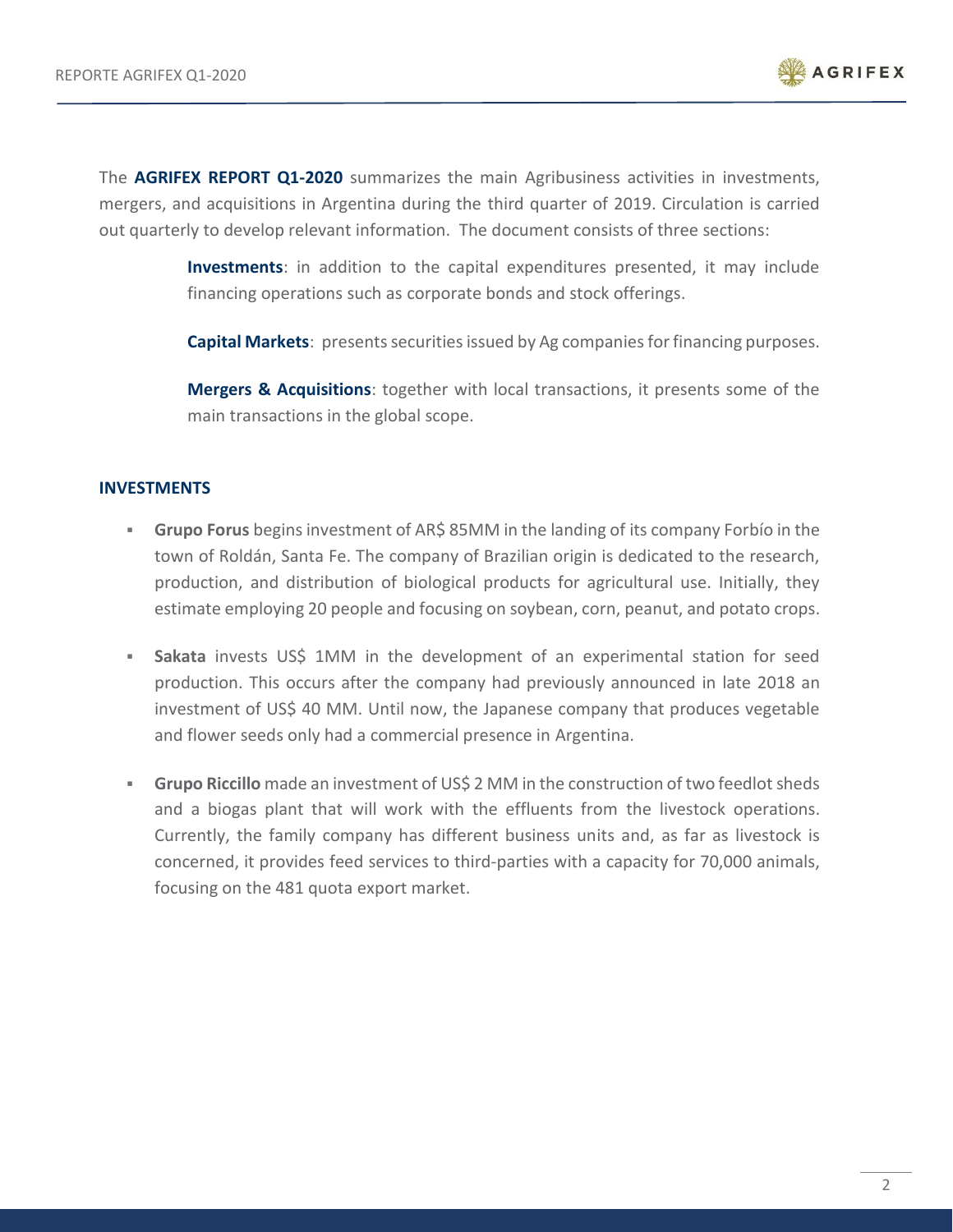The **AGRIFEX REPORT Q1-2020** summarizes the main Agribusiness activities in investments, mergers, and acquisitions in Argentina during the third quarter of 2019. Circulation is carried out quarterly to develop relevant information. The document consists of three sections:

**Investments**: in addition to the capital expenditures presented, it may include financing operations such as corporate bonds and stock offerings.

**Capital Markets**: presents securities issued by Ag companies for financing purposes.

**Mergers & Acquisitions**: together with local transactions, it presents some of the main transactions in the global scope.

## INVESTMENTS

- **Grupo Forus** begins investment of AR$ 85MM in the landing of its company Forbío in the town of Roldán, Santa Fe. The company of Brazilian origin is dedicated to the research, production, and distribution of biological products for agricultural use. Initially, they estimate employing 20 people and focusing on soybean, corn, peanut, and potato crops.

- **Sakata** invests US$ 1MM in the development of an experimental station for seed production. This occurs after the company had previously announced in late 2018 an investment of US$ 40 MM. Until now, the Japanese company that produces vegetable and flower seeds only had a commercial presence in Argentina.

- **Grupo Riccillo** made an investment of US$ 2 MM in the construction of two feedlot sheds and a biogas plant that will work with the effluents from the livestock operations. Currently, the family company has different business units and, as far as livestock is concerned, it provides feed services to third-parties with a capacity for 70,000 animals, focusing on the 481 quota export market.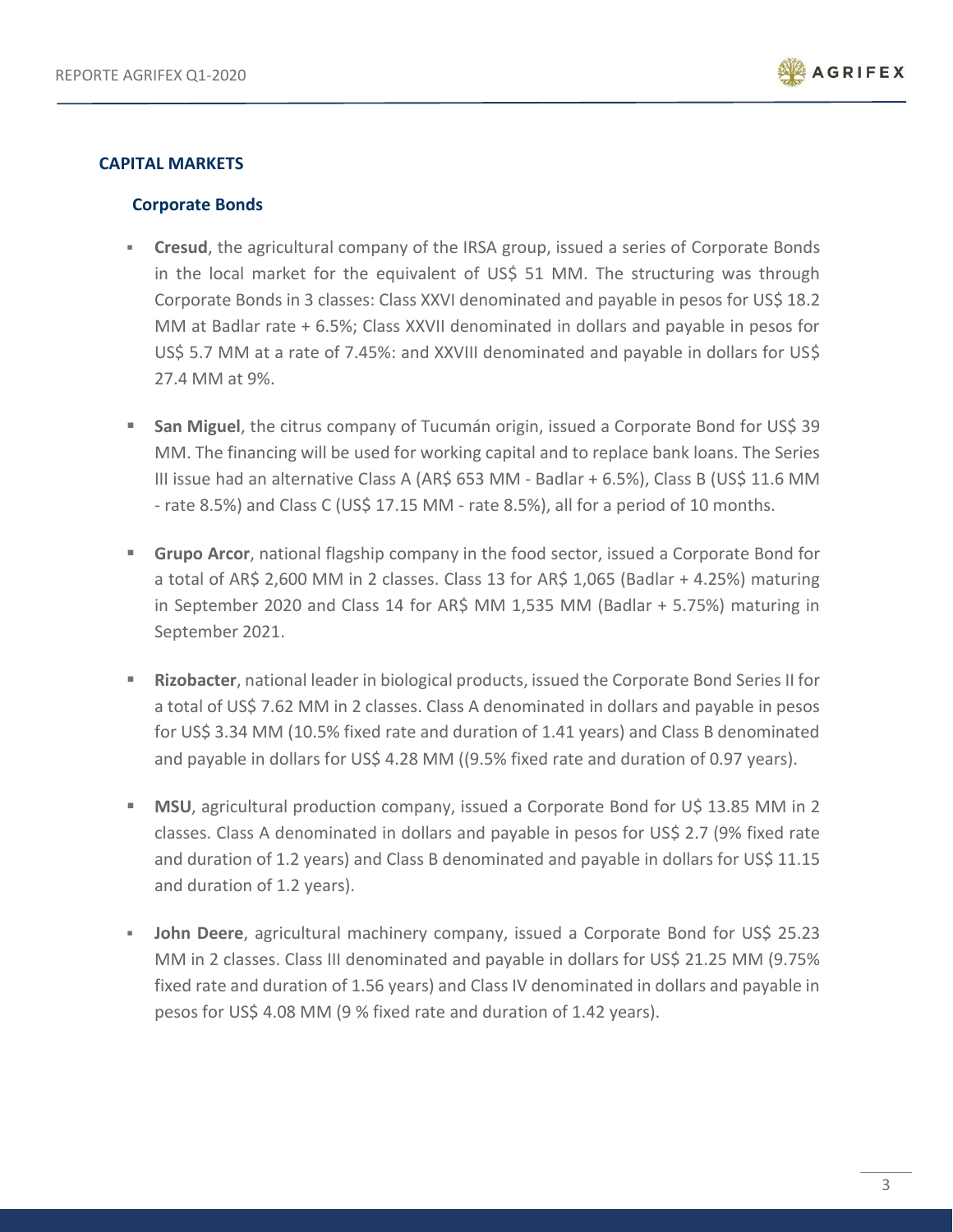## CAPITAL MARKETS

### Corporate Bonds

- **Cresud**, the agricultural company of the IRSA group, issued a series of Corporate Bonds in the local market for the equivalent of US$ 51 MM. The structuring was through Corporate Bonds in 3 classes: Class XXVI denominated and payable in pesos for US$ 18.2 MM at Badlar rate + 6.5%; Class XXVII denominated in dollars and payable in pesos for US$ 5.7 MM at a rate of 7.45%: and XXVIII denominated and payable in dollars for US$ 27.4 MM at 9%.

- **San Miguel**, the citrus company of Tucumán origin, issued a Corporate Bond for US$ 39 MM. The financing will be used for working capital and to replace bank loans. The Series III issue had an alternative Class A (AR$ 653 MM - Badlar + 6.5%), Class B (US$ 11.6 MM - rate 8.5%) and Class C (US$ 17.15 MM - rate 8.5%), all for a period of 10 months.

- **Grupo Arcor**, national flagship company in the food sector, issued a Corporate Bond for a total of AR$ 2,600 MM in 2 classes. Class 13 for AR$ 1,065 (Badlar + 4.25%) maturing in September 2020 and Class 14 for AR$ MM 1,535 MM (Badlar + 5.75%) maturing in September 2021.

- **Rizobacter**, national leader in biological products, issued the Corporate Bond Series II for a total of US$ 7.62 MM in 2 classes. Class A denominated in dollars and payable in pesos for US$ 3.34 MM (10.5% fixed rate and duration of 1.41 years) and Class B denominated and payable in dollars for US$ 4.28 MM ((9.5% fixed rate and duration of 0.97 years).

- **MSU**, agricultural production company, issued a Corporate Bond for U$ 13.85 MM in 2 classes. Class A denominated in dollars and payable in pesos for US$ 2.7 (9% fixed rate and duration of 1.2 years) and Class B denominated and payable in dollars for US$ 11.15 and duration of 1.2 years).

- **John Deere**, agricultural machinery company, issued a Corporate Bond for US$ 25.23 MM in 2 classes. Class III denominated and payable in dollars for US$ 21.25 MM (9.75% fixed rate and duration of 1.56 years) and Class IV denominated in dollars and payable in pesos for US$ 4.08 MM (9 % fixed rate and duration of 1.42 years).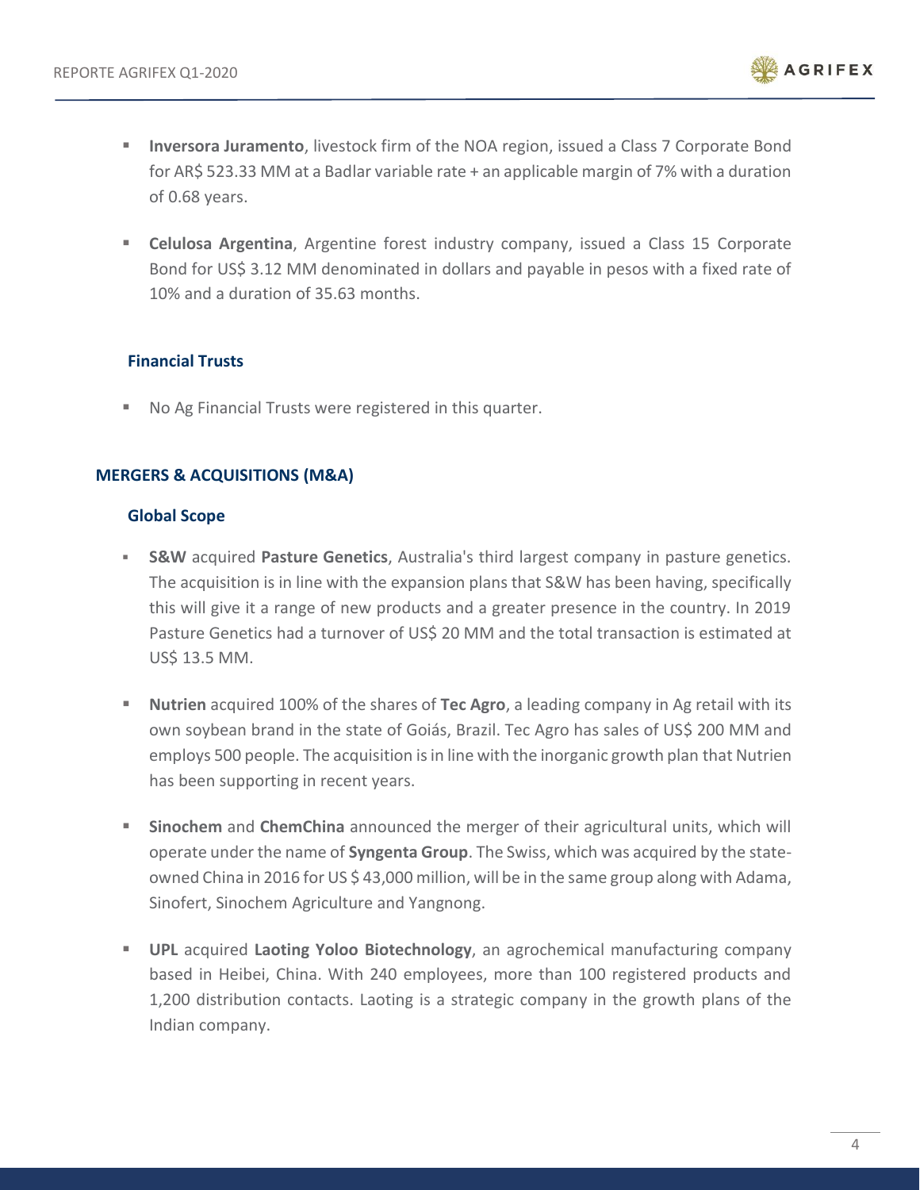- **Inversora Juramento**, livestock firm of the NOA region, issued a Class 7 Corporate Bond for AR$ 523.33 MM at a Badlar variable rate + an applicable margin of 7% with a duration of 0.68 years.

- **Celulosa Argentina**, Argentine forest industry company, issued a Class 15 Corporate Bond for US$ 3.12 MM denominated in dollars and payable in pesos with a fixed rate of 10% and a duration of 35.63 months.

### Financial Trusts

- No Ag Financial Trusts were registered in this quarter.

## MERGERS & ACQUISITIONS (M&A)

### Global Scope

- **S&W** acquired **Pasture Genetics**, Australia's third largest company in pasture genetics. The acquisition is in line with the expansion plans that S&W has been having, specifically this will give it a range of new products and a greater presence in the country. In 2019 Pasture Genetics had a turnover of US$ 20 MM and the total transaction is estimated at US$ 13.5 MM.

- **Nutrien** acquired 100% of the shares of **Tec Agro**, a leading company in Ag retail with its own soybean brand in the state of Goiás, Brazil. Tec Agro has sales of US$ 200 MM and employs 500 people. The acquisition is in line with the inorganic growth plan that Nutrien has been supporting in recent years.

- **Sinochem** and **ChemChina** announced the merger of their agricultural units, which will operate under the name of **Syngenta Group**. The Swiss, which was acquired by the state-owned China in 2016 for US $ 43,000 million, will be in the same group along with Adama, Sinofert, Sinochem Agriculture and Yangnong.

- **UPL** acquired **Laoting Yoloo Biotechnology**, an agrochemical manufacturing company based in Heibei, China. With 240 employees, more than 100 registered products and 1,200 distribution contacts. Laoting is a strategic company in the growth plans of the Indian company.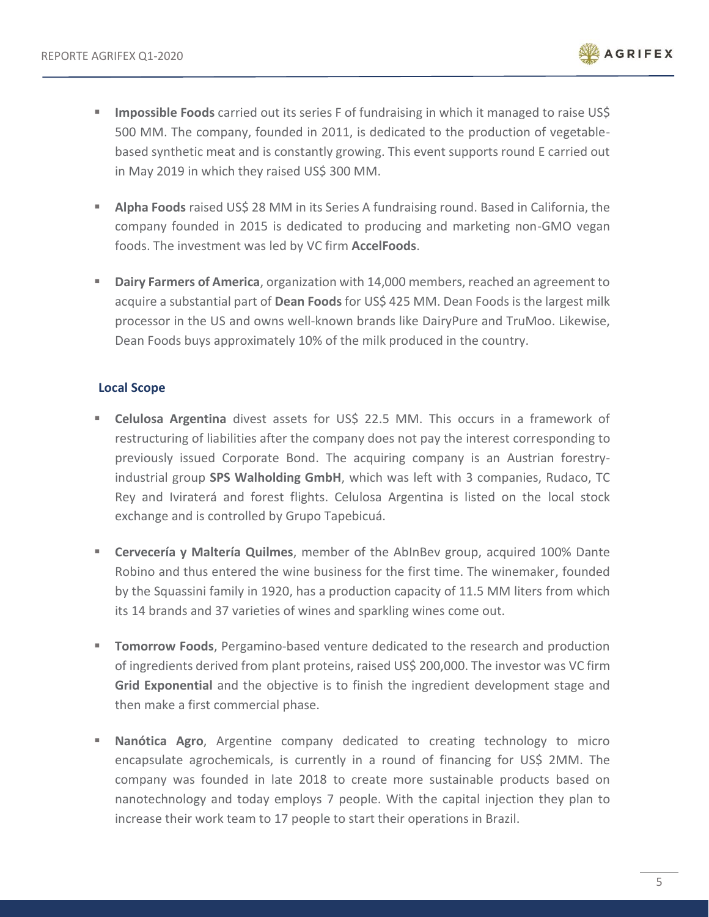- **Impossible Foods** carried out its series F of fundraising in which it managed to raise US$ 500 MM. The company, founded in 2011, is dedicated to the production of vegetable-based synthetic meat and is constantly growing. This event supports round E carried out in May 2019 in which they raised US$ 300 MM.

- **Alpha Foods** raised US$ 28 MM in its Series A fundraising round. Based in California, the company founded in 2015 is dedicated to producing and marketing non-GMO vegan foods. The investment was led by VC firm **AccelFoods**.

- **Dairy Farmers of America**, organization with 14,000 members, reached an agreement to acquire a substantial part of **Dean Foods** for US$ 425 MM. Dean Foods is the largest milk processor in the US and owns well-known brands like DairyPure and TruMoo. Likewise, Dean Foods buys approximately 10% of the milk produced in the country.

### Local Scope

- **Celulosa Argentina** divest assets for US$ 22.5 MM. This occurs in a framework of restructuring of liabilities after the company does not pay the interest corresponding to previously issued Corporate Bond. The acquiring company is an Austrian forestry-industrial group **SPS Walholding GmbH**, which was left with 3 companies, Rudaco, TC Rey and Iviraterá and forest flights. Celulosa Argentina is listed on the local stock exchange and is controlled by Grupo Tapebicuá.

- **Cervecería y Maltería Quilmes**, member of the AbInBev group, acquired 100% Dante Robino and thus entered the wine business for the first time. The winemaker, founded by the Squassini family in 1920, has a production capacity of 11.5 MM liters from which its 14 brands and 37 varieties of wines and sparkling wines come out.

- **Tomorrow Foods**, Pergamino-based venture dedicated to the research and production of ingredients derived from plant proteins, raised US$ 200,000. The investor was VC firm **Grid Exponential** and the objective is to finish the ingredient development stage and then make a first commercial phase.

- **Nanótica Agro**, Argentine company dedicated to creating technology to micro encapsulate agrochemicals, is currently in a round of financing for US$ 2MM. The company was founded in late 2018 to create more sustainable products based on nanotechnology and today employs 7 people. With the capital injection they plan to increase their work team to 17 people to start their operations in Brazil.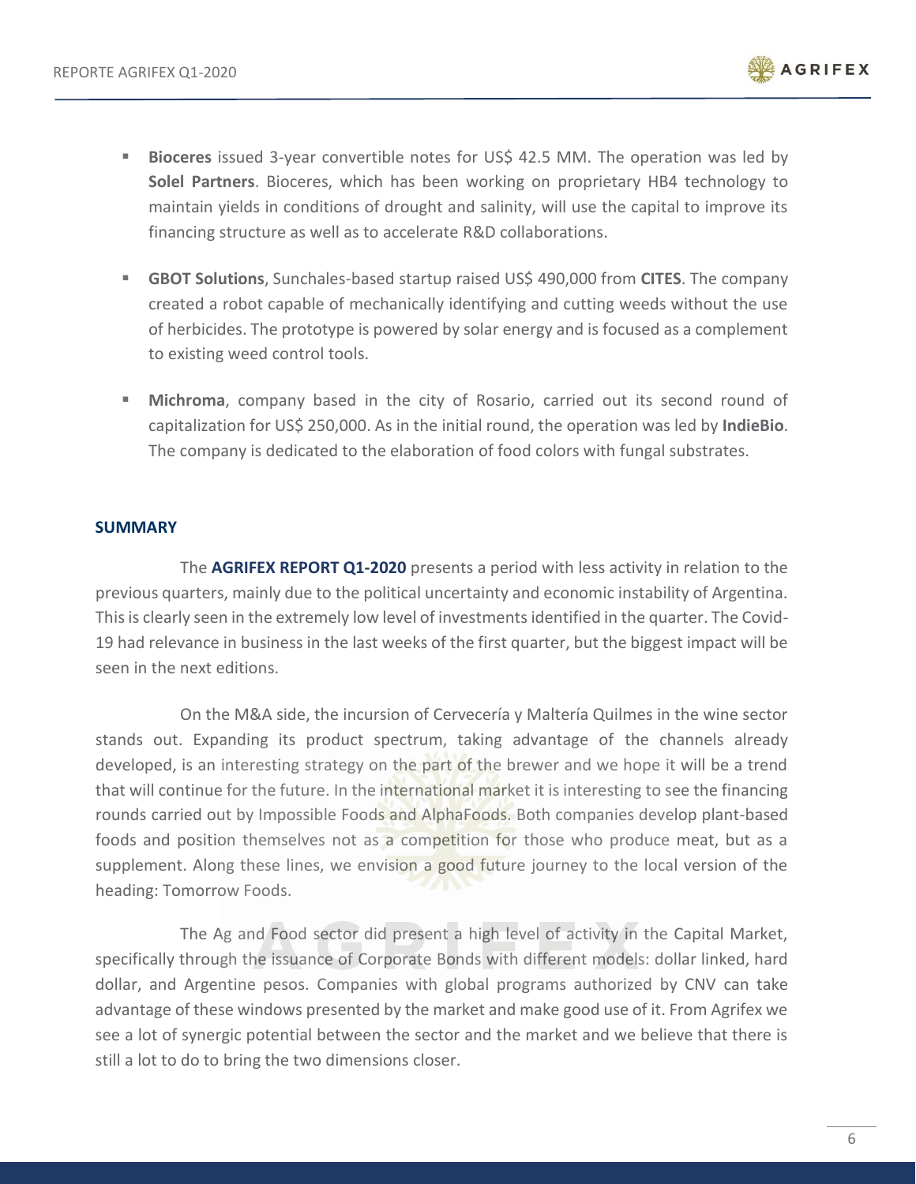- **Bioceres** issued 3-year convertible notes for US$ 42.5 MM. The operation was led by **Solel Partners**. Bioceres, which has been working on proprietary HB4 technology to maintain yields in conditions of drought and salinity, will use the capital to improve its financing structure as well as to accelerate R&D collaborations.

- **GBOT Solutions**, Sunchales-based startup raised US$ 490,000 from **CITES**. The company created a robot capable of mechanically identifying and cutting weeds without the use of herbicides. The prototype is powered by solar energy and is focused as a complement to existing weed control tools.

- **Michroma**, company based in the city of Rosario, carried out its second round of capitalization for US$ 250,000. As in the initial round, the operation was led by **IndieBio**. The company is dedicated to the elaboration of food colors with fungal substrates.

## SUMMARY

The **AGRIFEX REPORT Q1-2020** presents a period with less activity in relation to the previous quarters, mainly due to the political uncertainty and economic instability of Argentina. This is clearly seen in the extremely low level of investments identified in the quarter. The Covid-19 had relevance in business in the last weeks of the first quarter, but the biggest impact will be seen in the next editions.

On the M&A side, the incursion of Cervecería y Maltería Quilmes in the wine sector stands out. Expanding its product spectrum, taking advantage of the channels already developed, is an interesting strategy on the part of the brewer and we hope it will be a trend that will continue for the future. In the international market it is interesting to see the financing rounds carried out by Impossible Foods and AlphaFoods. Both companies develop plant-based foods and position themselves not as a competition for those who produce meat, but as a supplement. Along these lines, we envision a good future journey to the local version of the heading: Tomorrow Foods.

The Ag and Food sector did present a high level of activity in the Capital Market, specifically through the issuance of Corporate Bonds with different models: dollar linked, hard dollar, and Argentine pesos. Companies with global programs authorized by CNV can take advantage of these windows presented by the market and make good use of it. From Agrifex we see a lot of synergic potential between the sector and the market and we believe that there is still a lot to do to bring the two dimensions closer.